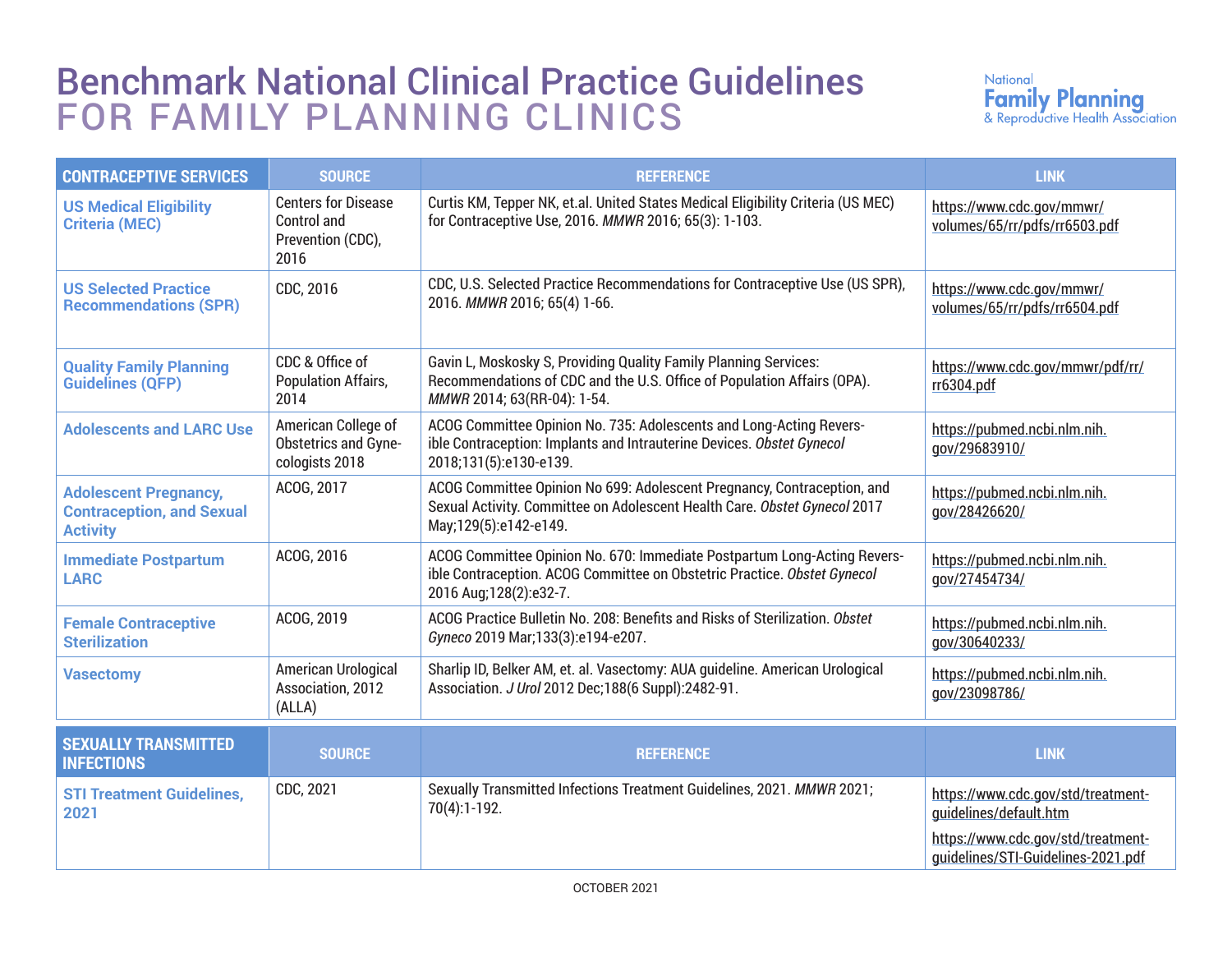# Benchmark National Clinical Practice Guidelines FOR FAMILY PLANNING CLINICS

National Family Planning & Reproductive Health Association

| CONTRACEPTIVE SERVICES | SOURCE | REFERENCE | LINK |
|---|---|---|---|
| **US Medical Eligibility Criteria (MEC)** | Centers for Disease Control and Prevention (CDC), 2016 | Curtis KM, Tepper NK, et.al. United States Medical Eligibility Criteria (US MEC) for Contraceptive Use, 2016. *MMWR* 2016; 65(3): 1-103. | https://www.cdc.gov/mmwr/volumes/65/rr/pdfs/rr6503.pdf |
| **US Selected Practice Recommendations (SPR)** | CDC, 2016 | CDC, U.S. Selected Practice Recommendations for Contraceptive Use (US SPR), 2016. *MMWR* 2016; 65(4) 1-66. | https://www.cdc.gov/mmwr/volumes/65/rr/pdfs/rr6504.pdf |
| **Quality Family Planning Guidelines (QFP)** | CDC & Office of Population Affairs, 2014 | Gavin L, Moskosky S, Providing Quality Family Planning Services: Recommendations of CDC and the U.S. Office of Population Affairs (OPA). *MMWR* 2014; 63(RR-04): 1-54. | https://www.cdc.gov/mmwr/pdf/rr/rr6304.pdf |
| **Adolescents and LARC Use** | American College of Obstetrics and Gynecologists 2018 | ACOG Committee Opinion No. 735: Adolescents and Long-Acting Reversible Contraception: Implants and Intrauterine Devices. *Obstet Gynecol* 2018;131(5):e130-e139. | https://pubmed.ncbi.nlm.nih.gov/29683910/ |
| **Adolescent Pregnancy, Contraception, and Sexual Activity** | ACOG, 2017 | ACOG Committee Opinion No 699: Adolescent Pregnancy, Contraception, and Sexual Activity. Committee on Adolescent Health Care. *Obstet Gynecol* 2017 May;129(5):e142-e149. | https://pubmed.ncbi.nlm.nih.gov/28426620/ |
| **Immediate Postpartum LARC** | ACOG, 2016 | ACOG Committee Opinion No. 670: Immediate Postpartum Long-Acting Reversible Contraception. ACOG Committee on Obstetric Practice. *Obstet Gynecol* 2016 Aug;128(2):e32-7. | https://pubmed.ncbi.nlm.nih.gov/27454734/ |
| **Female Contraceptive Sterilization** | ACOG, 2019 | ACOG Practice Bulletin No. 208: Benefits and Risks of Sterilization. *Obstet Gyneco* 2019 Mar;133(3):e194-e207. | https://pubmed.ncbi.nlm.nih.gov/30640233/ |
| **Vasectomy** | American Urological Association, 2012 (ALLA) | Sharlip ID, Belker AM, et. al. Vasectomy: AUA guideline. American Urological Association. *J Urol* 2012 Dec;188(6 Suppl):2482-91. | https://pubmed.ncbi.nlm.nih.gov/23098786/ |

| SEXUALLY TRANSMITTED INFECTIONS | SOURCE | REFERENCE | LINK |
|---|---|---|---|
| **STI Treatment Guidelines, 2021** | CDC, 2021 | Sexually Transmitted Infections Treatment Guidelines, 2021. *MMWR* 2021; 70(4):1-192. | https://www.cdc.gov/std/treatment-guidelines/default.htm https://www.cdc.gov/std/treatment-guidelines/STI-Guidelines-2021.pdf |

OCTOBER 2021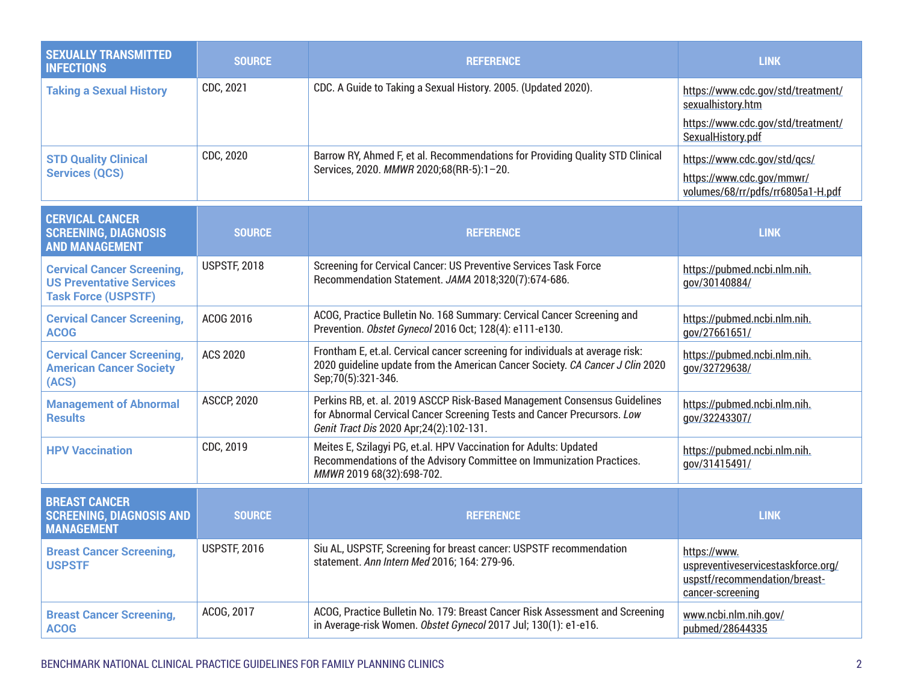| SEXUALLY TRANSMITTED INFECTIONS | SOURCE | REFERENCE | LINK |
|---|---|---|---|
| **Taking a Sexual History** | CDC, 2021 | CDC. A Guide to Taking a Sexual History. 2005. (Updated 2020). | https://www.cdc.gov/std/treatment/sexualhistory.htm<br>https://www.cdc.gov/std/treatment/SexualHistory.pdf |
| **STD Quality Clinical Services (QCS)** | CDC, 2020 | Barrow RY, Ahmed F, et al. Recommendations for Providing Quality STD Clinical Services, 2020. *MMWR* 2020;68(RR-5):1–20. | https://www.cdc.gov/std/qcs/<br>https://www.cdc.gov/mmwr/volumes/68/rr/pdfs/rr6805a1-H.pdf |

| CERVICAL CANCER SCREENING, DIAGNOSIS AND MANAGEMENT | SOURCE | REFERENCE | LINK |
|---|---|---|---|
| **Cervical Cancer Screening, US Preventative Services Task Force (USPSTF)** | USPSTF, 2018 | Screening for Cervical Cancer: US Preventive Services Task Force Recommendation Statement. *JAMA* 2018;320(7):674-686. | https://pubmed.ncbi.nlm.nih.gov/30140884/ |
| **Cervical Cancer Screening, ACOG** | ACOG 2016 | ACOG, Practice Bulletin No. 168 Summary: Cervical Cancer Screening and Prevention. *Obstet Gynecol* 2016 Oct; 128(4): e111-e130. | https://pubmed.ncbi.nlm.nih.gov/27661651/ |
| **Cervical Cancer Screening, American Cancer Society (ACS)** | ACS 2020 | Frontham E, et.al. Cervical cancer screening for individuals at average risk: 2020 guideline update from the American Cancer Society. *CA Cancer J Clin* 2020 Sep;70(5):321-346. | https://pubmed.ncbi.nlm.nih.gov/32729638/ |
| **Management of Abnormal Results** | ASCCP, 2020 | Perkins RB, et. al. 2019 ASCCP Risk-Based Management Consensus Guidelines for Abnormal Cervical Cancer Screening Tests and Cancer Precursors. *Low Genit Tract Dis* 2020 Apr;24(2):102-131. | https://pubmed.ncbi.nlm.nih.gov/32243307/ |
| **HPV Vaccination** | CDC, 2019 | Meites E, Szilagyi PG, et.al. HPV Vaccination for Adults: Updated Recommendations of the Advisory Committee on Immunization Practices. *MMWR* 2019 68(32):698-702. | https://pubmed.ncbi.nlm.nih.gov/31415491/ |

| BREAST CANCER SCREENING, DIAGNOSIS AND MANAGEMENT | SOURCE | REFERENCE | LINK |
|---|---|---|---|
| **Breast Cancer Screening, USPSTF** | USPSTF, 2016 | Siu AL, USPSTF, Screening for breast cancer: USPSTF recommendation statement. *Ann Intern Med* 2016; 164: 279-96. | https://www.uspreventiveservicestaskforce.org/uspstf/recommendation/breast-cancer-screening |
| **Breast Cancer Screening, ACOG** | ACOG, 2017 | ACOG, Practice Bulletin No. 179: Breast Cancer Risk Assessment and Screening in Average-risk Women. *Obstet Gynecol* 2017 Jul; 130(1): e1-e16. | www.ncbi.nlm.nih.gov/pubmed/28644335 |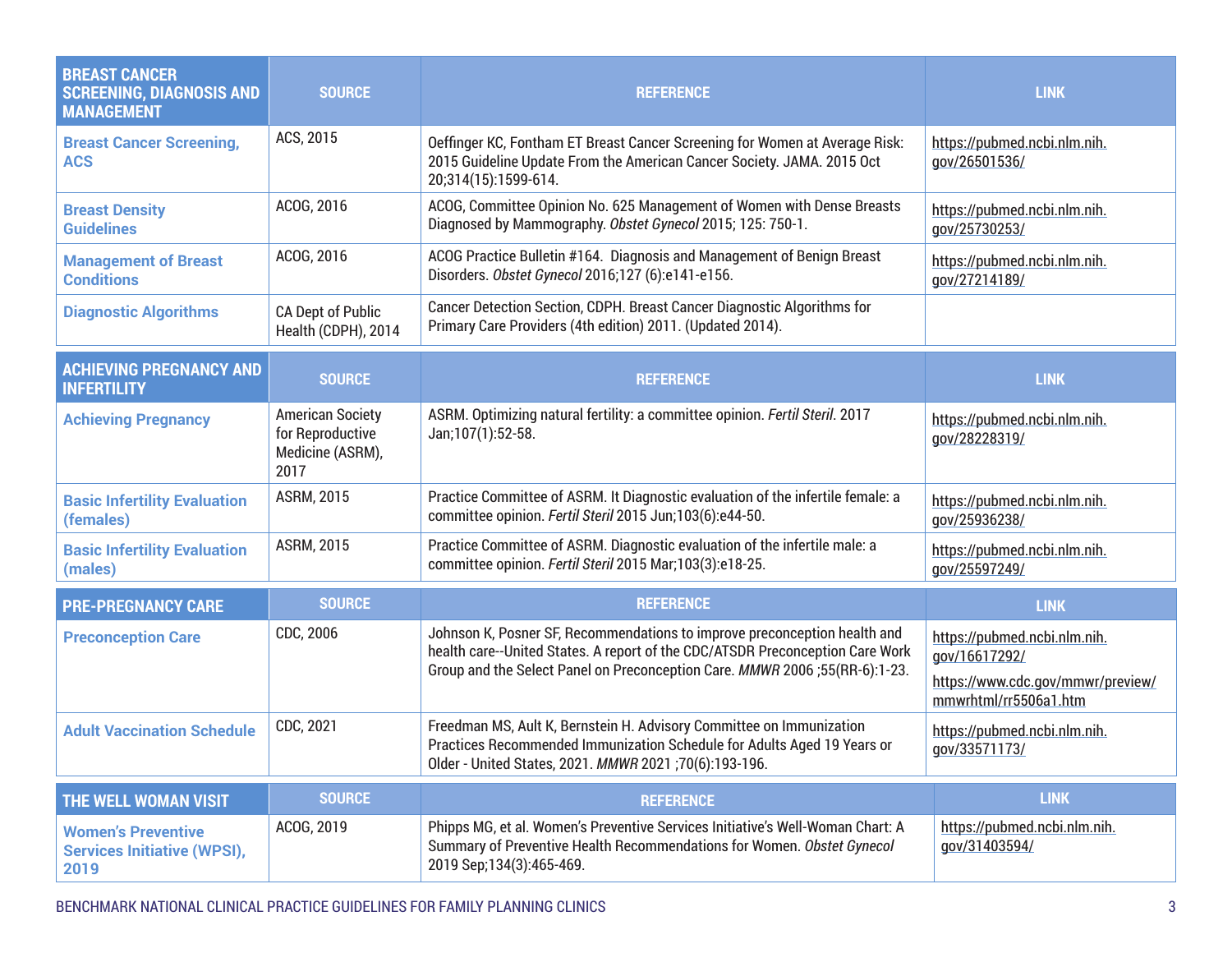| BREAST CANCER SCREENING, DIAGNOSIS AND MANAGEMENT | SOURCE | REFERENCE | LINK |
|---|---|---|---|
| **Breast Cancer Screening, ACS** | ACS, 2015 | Oeffinger KC, Fontham ET Breast Cancer Screening for Women at Average Risk: 2015 Guideline Update From the American Cancer Society. JAMA. 2015 Oct 20;314(15):1599-614. | https://pubmed.ncbi.nlm.nih.gov/26501536/ |
| **Breast Density Guidelines** | ACOG, 2016 | ACOG, Committee Opinion No. 625 Management of Women with Dense Breasts Diagnosed by Mammography. *Obstet Gynecol* 2015; 125: 750-1. | https://pubmed.ncbi.nlm.nih.gov/25730253/ |
| **Management of Breast Conditions** | ACOG, 2016 | ACOG Practice Bulletin #164. Diagnosis and Management of Benign Breast Disorders. *Obstet Gynecol* 2016;127 (6):e141-e156. | https://pubmed.ncbi.nlm.nih.gov/27214189/ |
| **Diagnostic Algorithms** | CA Dept of Public Health (CDPH), 2014 | Cancer Detection Section, CDPH. Breast Cancer Diagnostic Algorithms for Primary Care Providers (4th edition) 2011. (Updated 2014). | |

| ACHIEVING PREGNANCY AND INFERTILITY | SOURCE | REFERENCE | LINK |
|---|---|---|---|
| **Achieving Pregnancy** | American Society for Reproductive Medicine (ASRM), 2017 | ASRM. Optimizing natural fertility: a committee opinion. *Fertil Steril*. 2017 Jan;107(1):52-58. | https://pubmed.ncbi.nlm.nih.gov/28228319/ |
| **Basic Infertility Evaluation (females)** | ASRM, 2015 | Practice Committee of ASRM. It Diagnostic evaluation of the infertile female: a committee opinion. *Fertil Steril* 2015 Jun;103(6):e44-50. | https://pubmed.ncbi.nlm.nih.gov/25936238/ |
| **Basic Infertility Evaluation (males)** | ASRM, 2015 | Practice Committee of ASRM. Diagnostic evaluation of the infertile male: a committee opinion. *Fertil Steril* 2015 Mar;103(3):e18-25. | https://pubmed.ncbi.nlm.nih.gov/25597249/ |

| PRE-PREGNANCY CARE | SOURCE | REFERENCE | LINK |
|---|---|---|---|
| **Preconception Care** | CDC, 2006 | Johnson K, Posner SF, Recommendations to improve preconception health and health care--United States. A report of the CDC/ATSDR Preconception Care Work Group and the Select Panel on Preconception Care. *MMWR* 2006 ;55(RR-6):1-23. | https://pubmed.ncbi.nlm.nih.gov/16617292/ https://www.cdc.gov/mmwr/preview/mmwrhtml/rr5506a1.htm |
| **Adult Vaccination Schedule** | CDC, 2021 | Freedman MS, Ault K, Bernstein H. Advisory Committee on Immunization Practices Recommended Immunization Schedule for Adults Aged 19 Years or Older - United States, 2021. *MMWR* 2021 ;70(6):193-196. | https://pubmed.ncbi.nlm.nih.gov/33571173/ |

| THE WELL WOMAN VISIT | SOURCE | REFERENCE | LINK |
|---|---|---|---|
| **Women's Preventive Services Initiative (WPSI), 2019** | ACOG, 2019 | Phipps MG, et al. Women's Preventive Services Initiative's Well-Woman Chart: A Summary of Preventive Health Recommendations for Women. *Obstet Gynecol* 2019 Sep;134(3):465-469. | https://pubmed.ncbi.nlm.nih.gov/31403594/ |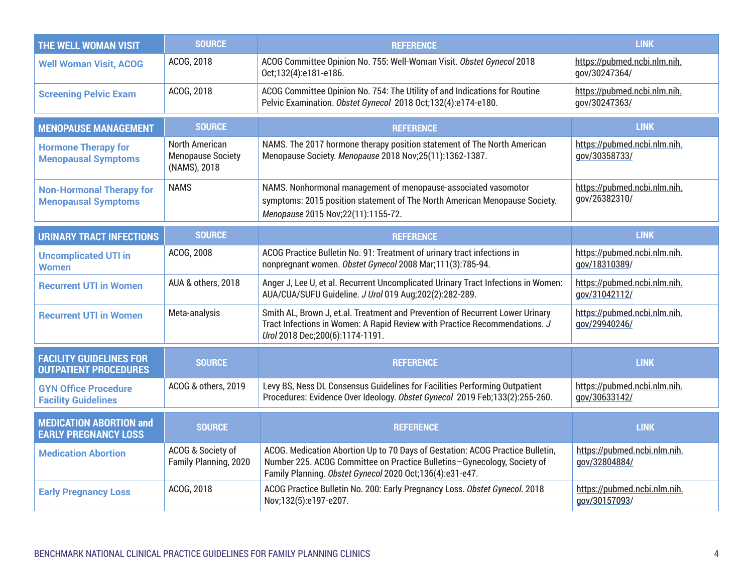| THE WELL WOMAN VISIT | SOURCE | REFERENCE | LINK |
|---|---|---|---|
| **Well Woman Visit, ACOG** | ACOG, 2018 | ACOG Committee Opinion No. 755: Well-Woman Visit. *Obstet Gynecol* 2018 Oct;132(4):e181-e186. | https://pubmed.ncbi.nlm.nih.gov/30247364/ |
| **Screening Pelvic Exam** | ACOG, 2018 | ACOG Committee Opinion No. 754: The Utility of and Indications for Routine Pelvic Examination. *Obstet Gynecol* 2018 Oct;132(4):e174-e180. | https://pubmed.ncbi.nlm.nih.gov/30247363/ |

| MENOPAUSE MANAGEMENT | SOURCE | REFERENCE | LINK |
|---|---|---|---|
| **Hormone Therapy for Menopausal Symptoms** | North American Menopause Society (NAMS), 2018 | NAMS. The 2017 hormone therapy position statement of The North American Menopause Society. *Menopause* 2018 Nov;25(11):1362-1387. | https://pubmed.ncbi.nlm.nih.gov/30358733/ |
| **Non-Hormonal Therapy for Menopausal Symptoms** | NAMS | NAMS. Nonhormonal management of menopause-associated vasomotor symptoms: 2015 position statement of The North American Menopause Society. *Menopause* 2015 Nov;22(11):1155-72. | https://pubmed.ncbi.nlm.nih.gov/26382310/ |

| URINARY TRACT INFECTIONS | SOURCE | REFERENCE | LINK |
|---|---|---|---|
| **Uncomplicated UTI in Women** | ACOG, 2008 | ACOG Practice Bulletin No. 91: Treatment of urinary tract infections in nonpregnant women. *Obstet Gynecol* 2008 Mar;111(3):785-94. | https://pubmed.ncbi.nlm.nih.gov/18310389/ |
| **Recurrent UTI in Women** | AUA & others, 2018 | Anger J, Lee U, et al. Recurrent Uncomplicated Urinary Tract Infections in Women: AUA/CUA/SUFU Guideline. *J Urol* 019 Aug;202(2):282-289. | https://pubmed.ncbi.nlm.nih.gov/31042112/ |
| **Recurrent UTI in Women** | Meta-analysis | Smith AL, Brown J, et.al. Treatment and Prevention of Recurrent Lower Urinary Tract Infections in Women: A Rapid Review with Practice Recommendations. *J Urol* 2018 Dec;200(6):1174-1191. | https://pubmed.ncbi.nlm.nih.gov/29940246/ |

| FACILITY GUIDELINES FOR OUTPATIENT PROCEDURES | SOURCE | REFERENCE | LINK |
|---|---|---|---|
| **GYN Office Procedure Facility Guidelines** | ACOG & others, 2019 | Levy BS, Ness DL Consensus Guidelines for Facilities Performing Outpatient Procedures: Evidence Over Ideology. *Obstet Gynecol* 2019 Feb;133(2):255-260. | https://pubmed.ncbi.nlm.nih.gov/30633142/ |

| MEDICATION ABORTION and EARLY PREGNANCY LOSS | SOURCE | REFERENCE | LINK |
|---|---|---|---|
| **Medication Abortion** | ACOG & Society of Family Planning, 2020 | ACOG. Medication Abortion Up to 70 Days of Gestation: ACOG Practice Bulletin, Number 225. ACOG Committee on Practice Bulletins—Gynecology, Society of Family Planning. *Obstet Gynecol* 2020 Oct;136(4):e31-e47. | https://pubmed.ncbi.nlm.nih.gov/32804884/ |
| **Early Pregnancy Loss** | ACOG, 2018 | ACOG Practice Bulletin No. 200: Early Pregnancy Loss. *Obstet Gynecol.* 2018 Nov;132(5):e197-e207. | https://pubmed.ncbi.nlm.nih.gov/30157093/ |